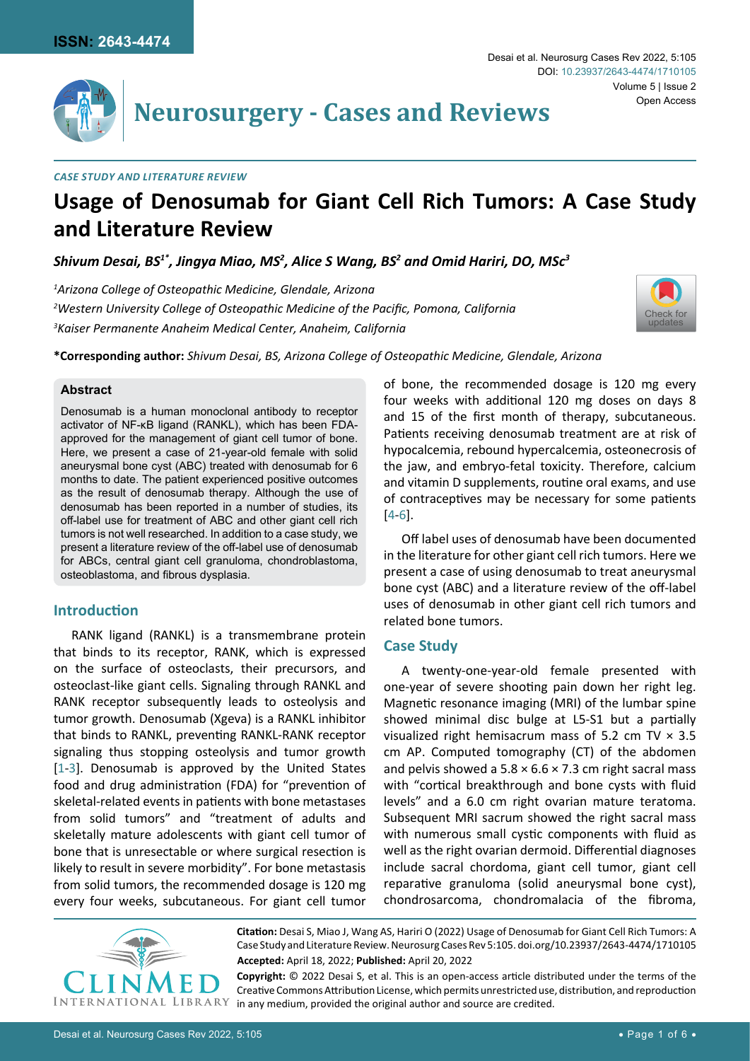*CASE STUDY AND LITERATURE REVIEW*

# Usage of Denosumab for Giant Cell Rich Tumors: A Case Study and Literature Review

***Shivum Desai, BS[1*], Jingya Miao, MS[2], Alice S Wang, BS[2] and Omid Hariri, DO, MSc[3]***

*[1]Arizona College of Osteopathic Medicine, Glendale, Arizona*

*[2]Western University College of Osteopathic Medicine of the Pacific, Pomona, California*

*[3]Kaiser Permanente Anaheim Medical Center, Anaheim, California*

**\*Corresponding author:** *Shivum Desai, BS, Arizona College of Osteopathic Medicine, Glendale, Arizona*

### Abstract

Denosumab is a human monoclonal antibody to receptor activator of NF-κB ligand (RANKL), which has been FDA-approved for the management of giant cell tumor of bone. Here, we present a case of 21-year-old female with solid aneurysmal bone cyst (ABC) treated with denosumab for 6 months to date. The patient experienced positive outcomes as the result of denosumab therapy. Although the use of denosumab has been reported in a number of studies, its off-label use for treatment of ABC and other giant cell rich tumors is not well researched. In addition to a case study, we present a literature review of the off-label use of denosumab for ABCs, central giant cell granuloma, chondroblastoma, osteoblastoma, and fibrous dysplasia.

## Introduction

RANK ligand (RANKL) is a transmembrane protein that binds to its receptor, RANK, which is expressed on the surface of osteoclasts, their precursors, and osteoclast-like giant cells. Signaling through RANKL and RANK receptor subsequently leads to osteolysis and tumor growth. Denosumab (Xgeva) is a RANKL inhibitor that binds to RANKL, preventing RANKL-RANK receptor signaling thus stopping osteolysis and tumor growth [1-3]. Denosumab is approved by the United States food and drug administration (FDA) for "prevention of skeletal-related events in patients with bone metastases from solid tumors" and "treatment of adults and skeletally mature adolescents with giant cell tumor of bone that is unresectable or where surgical resection is likely to result in severe morbidity". For bone metastasis from solid tumors, the recommended dosage is 120 mg every four weeks, subcutaneous. For giant cell tumor of bone, the recommended dosage is 120 mg every four weeks with additional 120 mg doses on days 8 and 15 of the first month of therapy, subcutaneous. Patients receiving denosumab treatment are at risk of hypocalcemia, rebound hypercalcemia, osteonecrosis of the jaw, and embryo-fetal toxicity. Therefore, calcium and vitamin D supplements, routine oral exams, and use of contraceptives may be necessary for some patients [4-6].

Off label uses of denosumab have been documented in the literature for other giant cell rich tumors. Here we present a case of using denosumab to treat aneurysmal bone cyst (ABC) and a literature review of the off-label uses of denosumab in other giant cell rich tumors and related bone tumors.

## Case Study

A twenty-one-year-old female presented with one-year of severe shooting pain down her right leg. Magnetic resonance imaging (MRI) of the lumbar spine showed minimal disc bulge at L5-S1 but a partially visualized right hemisacrum mass of 5.2 cm TV × 3.5 cm AP. Computed tomography (CT) of the abdomen and pelvis showed a 5.8 × 6.6 × 7.3 cm right sacral mass with "cortical breakthrough and bone cysts with fluid levels" and a 6.0 cm right ovarian mature teratoma. Subsequent MRI sacrum showed the right sacral mass with numerous small cystic components with fluid as well as the right ovarian dermoid. Differential diagnoses include sacral chordoma, giant cell tumor, giant cell reparative granuloma (solid aneurysmal bone cyst), chondrosarcoma, chondromalacia of the fibroma,

**Citation:** Desai S, Miao J, Wang AS, Hariri O (2022) Usage of Denosumab for Giant Cell Rich Tumors: A Case Study and Literature Review. Neurosurg Cases Rev 5:105. doi.org/10.23937/2643-4474/1710105

**Accepted:** April 18, 2022; **Published:** April 20, 2022

**Copyright:** © 2022 Desai S, et al. This is an open-access article distributed under the terms of the Creative Commons Attribution License, which permits unrestricted use, distribution, and reproduction in any medium, provided the original author and source are credited.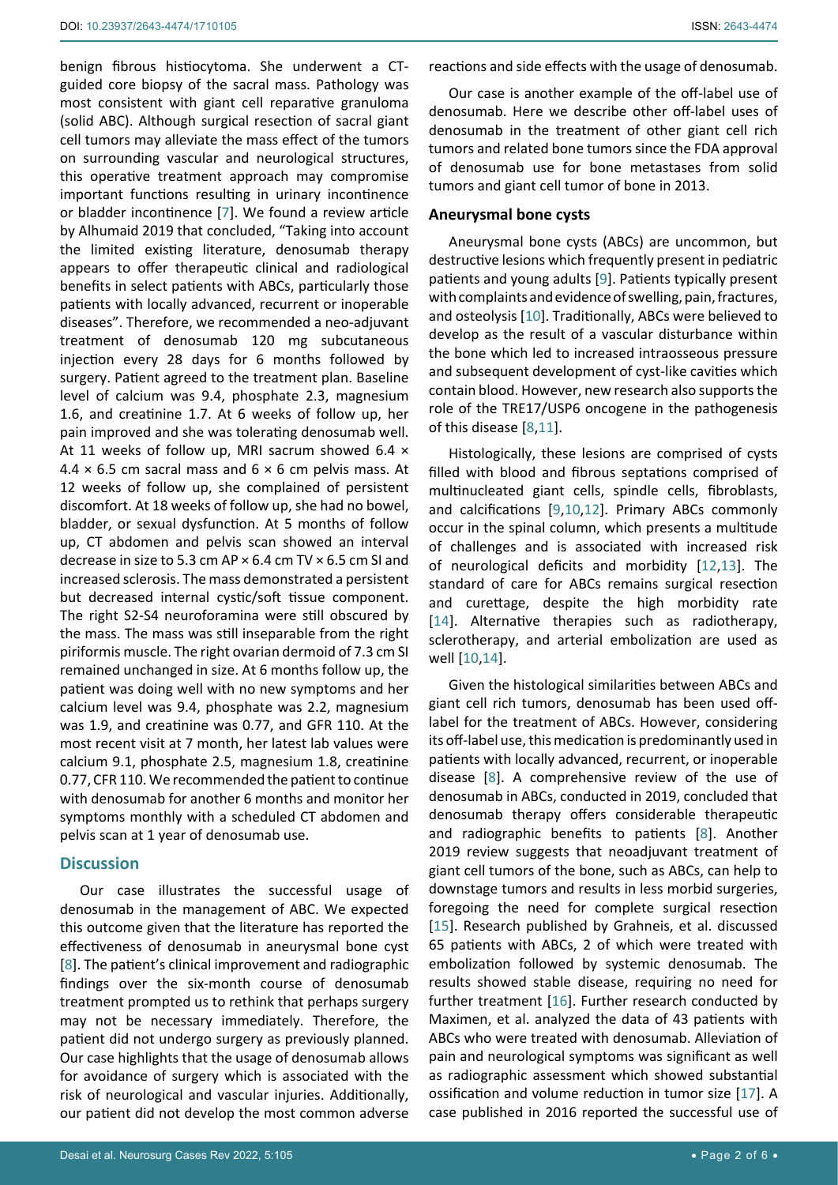benign fibrous histiocytoma. She underwent a CT-guided core biopsy of the sacral mass. Pathology was most consistent with giant cell reparative granuloma (solid ABC). Although surgical resection of sacral giant cell tumors may alleviate the mass effect of the tumors on surrounding vascular and neurological structures, this operative treatment approach may compromise important functions resulting in urinary incontinence or bladder incontinence [7]. We found a review article by Alhumaid 2019 that concluded, "Taking into account the limited existing literature, denosumab therapy appears to offer therapeutic clinical and radiological benefits in select patients with ABCs, particularly those patients with locally advanced, recurrent or inoperable diseases". Therefore, we recommended a neo-adjuvant treatment of denosumab 120 mg subcutaneous injection every 28 days for 6 months followed by surgery. Patient agreed to the treatment plan. Baseline level of calcium was 9.4, phosphate 2.3, magnesium 1.6, and creatinine 1.7. At 6 weeks of follow up, her pain improved and she was tolerating denosumab well. At 11 weeks of follow up, MRI sacrum showed 6.4 × 4.4 × 6.5 cm sacral mass and 6 × 6 cm pelvis mass. At 12 weeks of follow up, she complained of persistent discomfort. At 18 weeks of follow up, she had no bowel, bladder, or sexual dysfunction. At 5 months of follow up, CT abdomen and pelvis scan showed an interval decrease in size to 5.3 cm AP × 6.4 cm TV × 6.5 cm SI and increased sclerosis. The mass demonstrated a persistent but decreased internal cystic/soft tissue component. The right S2-S4 neuroforamina were still obscured by the mass. The mass was still inseparable from the right piriformis muscle. The right ovarian dermoid of 7.3 cm SI remained unchanged in size. At 6 months follow up, the patient was doing well with no new symptoms and her calcium level was 9.4, phosphate was 2.2, magnesium was 1.9, and creatinine was 0.77, and GFR 110. At the most recent visit at 7 month, her latest lab values were calcium 9.1, phosphate 2.5, magnesium 1.8, creatinine 0.77, CFR 110. We recommended the patient to continue with denosumab for another 6 months and monitor her symptoms monthly with a scheduled CT abdomen and pelvis scan at 1 year of denosumab use.

## Discussion

Our case illustrates the successful usage of denosumab in the management of ABC. We expected this outcome given that the literature has reported the effectiveness of denosumab in aneurysmal bone cyst [8]. The patient's clinical improvement and radiographic findings over the six-month course of denosumab treatment prompted us to rethink that perhaps surgery may not be necessary immediately. Therefore, the patient did not undergo surgery as previously planned. Our case highlights that the usage of denosumab allows for avoidance of surgery which is associated with the risk of neurological and vascular injuries. Additionally, our patient did not develop the most common adverse reactions and side effects with the usage of denosumab.

Our case is another example of the off-label use of denosumab. Here we describe other off-label uses of denosumab in the treatment of other giant cell rich tumors and related bone tumors since the FDA approval of denosumab use for bone metastases from solid tumors and giant cell tumor of bone in 2013.

### Aneurysmal bone cysts

Aneurysmal bone cysts (ABCs) are uncommon, but destructive lesions which frequently present in pediatric patients and young adults [9]. Patients typically present with complaints and evidence of swelling, pain, fractures, and osteolysis [10]. Traditionally, ABCs were believed to develop as the result of a vascular disturbance within the bone which led to increased intraosseous pressure and subsequent development of cyst-like cavities which contain blood. However, new research also supports the role of the TRE17/USP6 oncogene in the pathogenesis of this disease [8,11].

Histologically, these lesions are comprised of cysts filled with blood and fibrous septations comprised of multinucleated giant cells, spindle cells, fibroblasts, and calcifications [9,10,12]. Primary ABCs commonly occur in the spinal column, which presents a multitude of challenges and is associated with increased risk of neurological deficits and morbidity [12,13]. The standard of care for ABCs remains surgical resection and curettage, despite the high morbidity rate [14]. Alternative therapies such as radiotherapy, sclerotherapy, and arterial embolization are used as well [10,14].

Given the histological similarities between ABCs and giant cell rich tumors, denosumab has been used off-label for the treatment of ABCs. However, considering its off-label use, this medication is predominantly used in patients with locally advanced, recurrent, or inoperable disease [8]. A comprehensive review of the use of denosumab in ABCs, conducted in 2019, concluded that denosumab therapy offers considerable therapeutic and radiographic benefits to patients [8]. Another 2019 review suggests that neoadjuvant treatment of giant cell tumors of the bone, such as ABCs, can help to downstage tumors and results in less morbid surgeries, foregoing the need for complete surgical resection [15]. Research published by Grahneis, et al. discussed 65 patients with ABCs, 2 of which were treated with embolization followed by systemic denosumab. The results showed stable disease, requiring no need for further treatment [16]. Further research conducted by Maximen, et al. analyzed the data of 43 patients with ABCs who were treated with denosumab. Alleviation of pain and neurological symptoms was significant as well as radiographic assessment which showed substantial ossification and volume reduction in tumor size [17]. A case published in 2016 reported the successful use of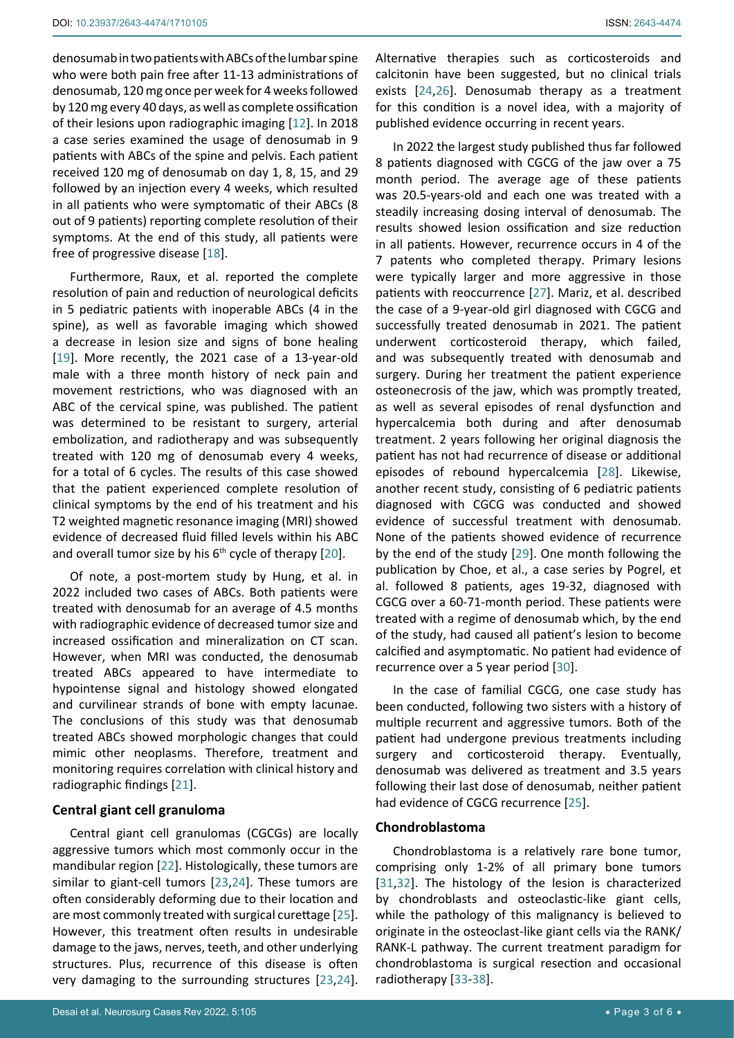denosumab in two patients with ABCs of the lumbar spine who were both pain free after 11-13 administrations of denosumab, 120 mg once per week for 4 weeks followed by 120 mg every 40 days, as well as complete ossification of their lesions upon radiographic imaging [12]. In 2018 a case series examined the usage of denosumab in 9 patients with ABCs of the spine and pelvis. Each patient received 120 mg of denosumab on day 1, 8, 15, and 29 followed by an injection every 4 weeks, which resulted in all patients who were symptomatic of their ABCs (8 out of 9 patients) reporting complete resolution of their symptoms. At the end of this study, all patients were free of progressive disease [18].

Furthermore, Raux, et al. reported the complete resolution of pain and reduction of neurological deficits in 5 pediatric patients with inoperable ABCs (4 in the spine), as well as favorable imaging which showed a decrease in lesion size and signs of bone healing [19]. More recently, the 2021 case of a 13-year-old male with a three month history of neck pain and movement restrictions, who was diagnosed with an ABC of the cervical spine, was published. The patient was determined to be resistant to surgery, arterial embolization, and radiotherapy and was subsequently treated with 120 mg of denosumab every 4 weeks, for a total of 6 cycles. The results of this case showed that the patient experienced complete resolution of clinical symptoms by the end of his treatment and his T2 weighted magnetic resonance imaging (MRI) showed evidence of decreased fluid filled levels within his ABC and overall tumor size by his 6th cycle of therapy [20].

Of note, a post-mortem study by Hung, et al. in 2022 included two cases of ABCs. Both patients were treated with denosumab for an average of 4.5 months with radiographic evidence of decreased tumor size and increased ossification and mineralization on CT scan. However, when MRI was conducted, the denosumab treated ABCs appeared to have intermediate to hypointense signal and histology showed elongated and curvilinear strands of bone with empty lacunae. The conclusions of this study was that denosumab treated ABCs showed morphologic changes that could mimic other neoplasms. Therefore, treatment and monitoring requires correlation with clinical history and radiographic findings [21].

### Central giant cell granuloma

Central giant cell granulomas (CGCGs) are locally aggressive tumors which most commonly occur in the mandibular region [22]. Histologically, these tumors are similar to giant-cell tumors [23,24]. These tumors are often considerably deforming due to their location and are most commonly treated with surgical curettage [25]. However, this treatment often results in undesirable damage to the jaws, nerves, teeth, and other underlying structures. Plus, recurrence of this disease is often very damaging to the surrounding structures [23,24]. Alternative therapies such as corticosteroids and calcitonin have been suggested, but no clinical trials exists [24,26]. Denosumab therapy as a treatment for this condition is a novel idea, with a majority of published evidence occurring in recent years.

In 2022 the largest study published thus far followed 8 patients diagnosed with CGCG of the jaw over a 75 month period. The average age of these patients was 20.5-years-old and each one was treated with a steadily increasing dosing interval of denosumab. The results showed lesion ossification and size reduction in all patients. However, recurrence occurs in 4 of the 7 patents who completed therapy. Primary lesions were typically larger and more aggressive in those patients with reoccurrence [27]. Mariz, et al. described the case of a 9-year-old girl diagnosed with CGCG and successfully treated denosumab in 2021. The patient underwent corticosteroid therapy, which failed, and was subsequently treated with denosumab and surgery. During her treatment the patient experience osteonecrosis of the jaw, which was promptly treated, as well as several episodes of renal dysfunction and hypercalcemia both during and after denosumab treatment. 2 years following her original diagnosis the patient has not had recurrence of disease or additional episodes of rebound hypercalcemia [28]. Likewise, another recent study, consisting of 6 pediatric patients diagnosed with CGCG was conducted and showed evidence of successful treatment with denosumab. None of the patients showed evidence of recurrence by the end of the study [29]. One month following the publication by Choe, et al., a case series by Pogrel, et al. followed 8 patients, ages 19-32, diagnosed with CGCG over a 60-71-month period. These patients were treated with a regime of denosumab which, by the end of the study, had caused all patient's lesion to become calcified and asymptomatic. No patient had evidence of recurrence over a 5 year period [30].

In the case of familial CGCG, one case study has been conducted, following two sisters with a history of multiple recurrent and aggressive tumors. Both of the patient had undergone previous treatments including surgery and corticosteroid therapy. Eventually, denosumab was delivered as treatment and 3.5 years following their last dose of denosumab, neither patient had evidence of CGCG recurrence [25].

### Chondroblastoma

Chondroblastoma is a relatively rare bone tumor, comprising only 1-2% of all primary bone tumors [31,32]. The histology of the lesion is characterized by chondroblasts and osteoclastic-like giant cells, while the pathology of this malignancy is believed to originate in the osteoclast-like giant cells via the RANK/RANK-L pathway. The current treatment paradigm for chondroblastoma is surgical resection and occasional radiotherapy [33-38].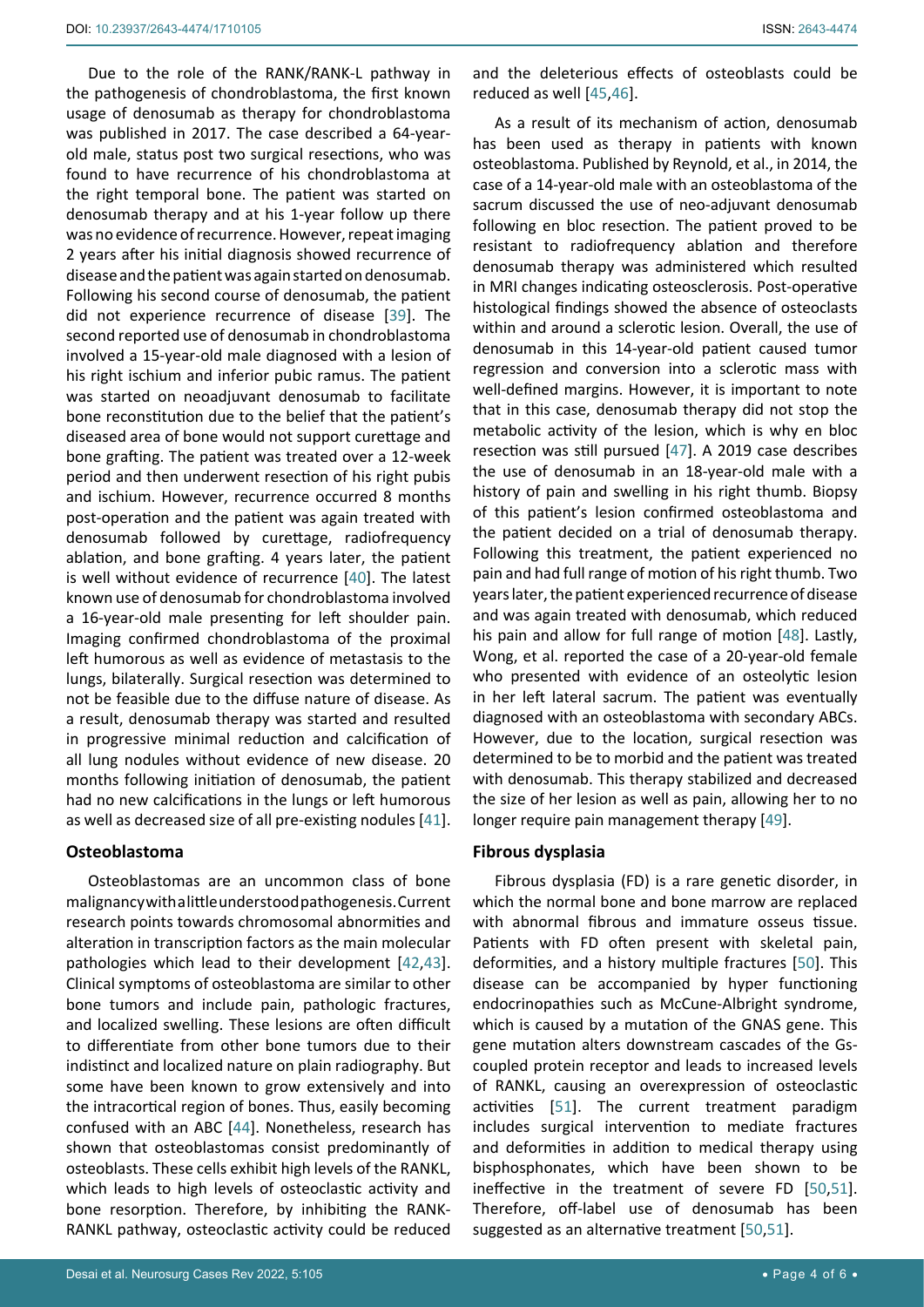Due to the role of the RANK/RANK-L pathway in the pathogenesis of chondroblastoma, the first known usage of denosumab as therapy for chondroblastoma was published in 2017. The case described a 64-year-old male, status post two surgical resections, who was found to have recurrence of his chondroblastoma at the right temporal bone. The patient was started on denosumab therapy and at his 1-year follow up there was no evidence of recurrence. However, repeat imaging 2 years after his initial diagnosis showed recurrence of disease and the patient was again started on denosumab. Following his second course of denosumab, the patient did not experience recurrence of disease [39]. The second reported use of denosumab in chondroblastoma involved a 15-year-old male diagnosed with a lesion of his right ischium and inferior pubic ramus. The patient was started on neoadjuvant denosumab to facilitate bone reconstitution due to the belief that the patient's diseased area of bone would not support curettage and bone grafting. The patient was treated over a 12-week period and then underwent resection of his right pubis and ischium. However, recurrence occurred 8 months post-operation and the patient was again treated with denosumab followed by curettage, radiofrequency ablation, and bone grafting. 4 years later, the patient is well without evidence of recurrence [40]. The latest known use of denosumab for chondroblastoma involved a 16-year-old male presenting for left shoulder pain. Imaging confirmed chondroblastoma of the proximal left humorous as well as evidence of metastasis to the lungs, bilaterally. Surgical resection was determined to not be feasible due to the diffuse nature of disease. As a result, denosumab therapy was started and resulted in progressive minimal reduction and calcification of all lung nodules without evidence of new disease. 20 months following initiation of denosumab, the patient had no new calcifications in the lungs or left humorous as well as decreased size of all pre-existing nodules [41].

## Osteoblastoma

Osteoblastomas are an uncommon class of bone malignancy with a little understood pathogenesis. Current research points towards chromosomal abnormities and alteration in transcription factors as the main molecular pathologies which lead to their development [42,43]. Clinical symptoms of osteoblastoma are similar to other bone tumors and include pain, pathologic fractures, and localized swelling. These lesions are often difficult to differentiate from other bone tumors due to their indistinct and localized nature on plain radiography. But some have been known to grow extensively and into the intracortical region of bones. Thus, easily becoming confused with an ABC [44]. Nonetheless, research has shown that osteoblastomas consist predominantly of osteoblasts. These cells exhibit high levels of the RANKL, which leads to high levels of osteoclastic activity and bone resorption. Therefore, by inhibiting the RANK-RANKL pathway, osteoclastic activity could be reduced and the deleterious effects of osteoblasts could be reduced as well [45,46].

As a result of its mechanism of action, denosumab has been used as therapy in patients with known osteoblastoma. Published by Reynold, et al., in 2014, the case of a 14-year-old male with an osteoblastoma of the sacrum discussed the use of neo-adjuvant denosumab following en bloc resection. The patient proved to be resistant to radiofrequency ablation and therefore denosumab therapy was administered which resulted in MRI changes indicating osteosclerosis. Post-operative histological findings showed the absence of osteoclasts within and around a sclerotic lesion. Overall, the use of denosumab in this 14-year-old patient caused tumor regression and conversion into a sclerotic mass with well-defined margins. However, it is important to note that in this case, denosumab therapy did not stop the metabolic activity of the lesion, which is why en bloc resection was still pursued [47]. A 2019 case describes the use of denosumab in an 18-year-old male with a history of pain and swelling in his right thumb. Biopsy of this patient's lesion confirmed osteoblastoma and the patient decided on a trial of denosumab therapy. Following this treatment, the patient experienced no pain and had full range of motion of his right thumb. Two years later, the patient experienced recurrence of disease and was again treated with denosumab, which reduced his pain and allow for full range of motion [48]. Lastly, Wong, et al. reported the case of a 20-year-old female who presented with evidence of an osteolytic lesion in her left lateral sacrum. The patient was eventually diagnosed with an osteoblastoma with secondary ABCs. However, due to the location, surgical resection was determined to be to morbid and the patient was treated with denosumab. This therapy stabilized and decreased the size of her lesion as well as pain, allowing her to no longer require pain management therapy [49].

## Fibrous dysplasia

Fibrous dysplasia (FD) is a rare genetic disorder, in which the normal bone and bone marrow are replaced with abnormal fibrous and immature osseus tissue. Patients with FD often present with skeletal pain, deformities, and a history multiple fractures [50]. This disease can be accompanied by hyper functioning endocrinopathies such as McCune-Albright syndrome, which is caused by a mutation of the GNAS gene. This gene mutation alters downstream cascades of the Gs-coupled protein receptor and leads to increased levels of RANKL, causing an overexpression of osteoclastic activities [51]. The current treatment paradigm includes surgical intervention to mediate fractures and deformities in addition to medical therapy using bisphosphonates, which have been shown to be ineffective in the treatment of severe FD [50,51]. Therefore, off-label use of denosumab has been suggested as an alternative treatment [50,51].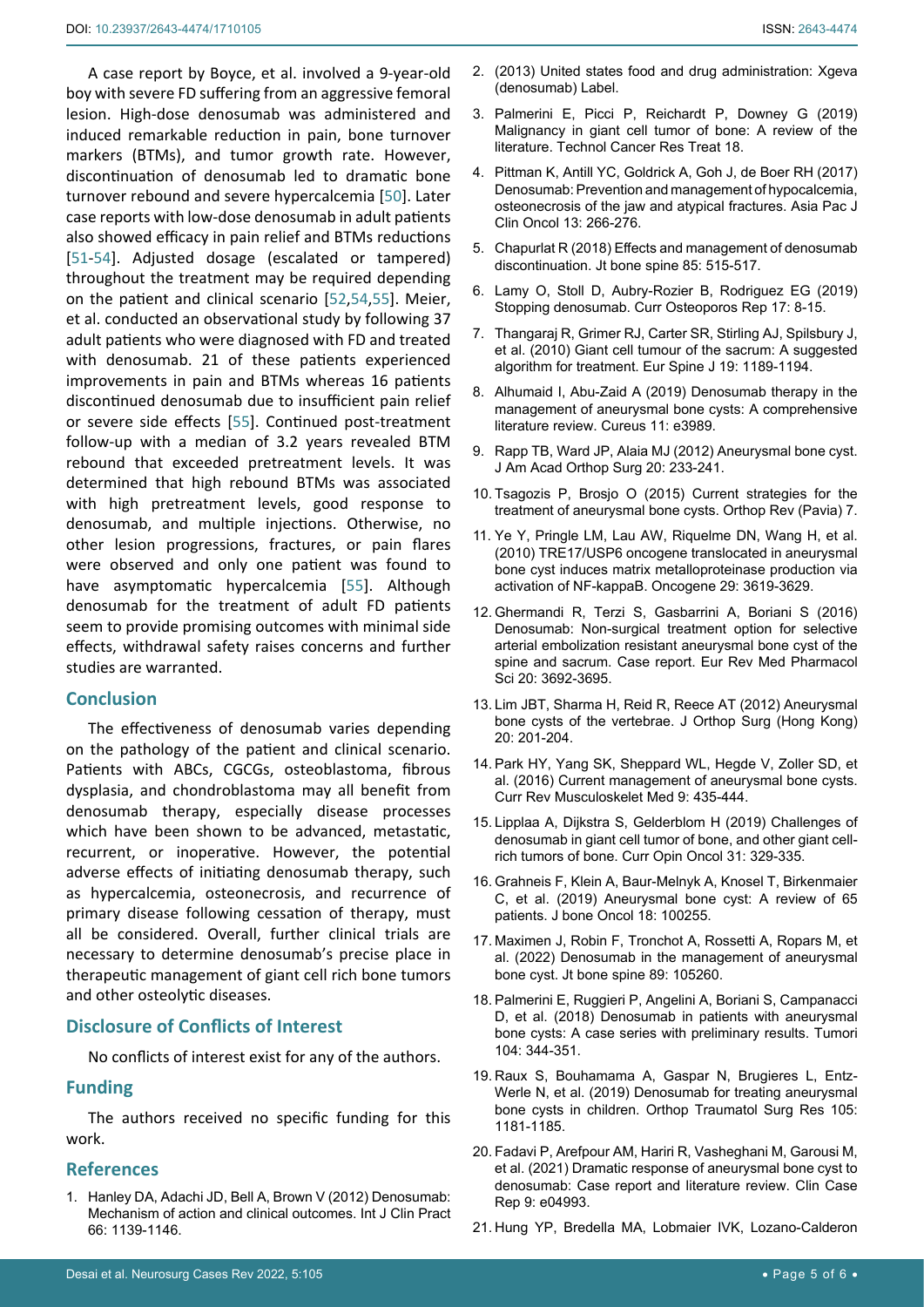A case report by Boyce, et al. involved a 9-year-old boy with severe FD suffering from an aggressive femoral lesion. High-dose denosumab was administered and induced remarkable reduction in pain, bone turnover markers (BTMs), and tumor growth rate. However, discontinuation of denosumab led to dramatic bone turnover rebound and severe hypercalcemia [50]. Later case reports with low-dose denosumab in adult patients also showed efficacy in pain relief and BTMs reductions [51-54]. Adjusted dosage (escalated or tampered) throughout the treatment may be required depending on the patient and clinical scenario [52,54,55]. Meier, et al. conducted an observational study by following 37 adult patients who were diagnosed with FD and treated with denosumab. 21 of these patients experienced improvements in pain and BTMs whereas 16 patients discontinued denosumab due to insufficient pain relief or severe side effects [55]. Continued post-treatment follow-up with a median of 3.2 years revealed BTM rebound that exceeded pretreatment levels. It was determined that high rebound BTMs was associated with high pretreatment levels, good response to denosumab, and multiple injections. Otherwise, no other lesion progressions, fractures, or pain flares were observed and only one patient was found to have asymptomatic hypercalcemia [55]. Although denosumab for the treatment of adult FD patients seem to provide promising outcomes with minimal side effects, withdrawal safety raises concerns and further studies are warranted.

## Conclusion

The effectiveness of denosumab varies depending on the pathology of the patient and clinical scenario. Patients with ABCs, CGCGs, osteoblastoma, fibrous dysplasia, and chondroblastoma may all benefit from denosumab therapy, especially disease processes which have been shown to be advanced, metastatic, recurrent, or inoperative. However, the potential adverse effects of initiating denosumab therapy, such as hypercalcemia, osteonecrosis, and recurrence of primary disease following cessation of therapy, must all be considered. Overall, further clinical trials are necessary to determine denosumab's precise place in therapeutic management of giant cell rich bone tumors and other osteolytic diseases.

## Disclosure of Conflicts of Interest

No conflicts of interest exist for any of the authors.

## Funding

The authors received no specific funding for this work.

## References

1. Hanley DA, Adachi JD, Bell A, Brown V (2012) Denosumab: Mechanism of action and clinical outcomes. Int J Clin Pract 66: 1139-1146.
2. (2013) United states food and drug administration: Xgeva (denosumab) Label.
3. Palmerini E, Picci P, Reichardt P, Downey G (2019) Malignancy in giant cell tumor of bone: A review of the literature. Technol Cancer Res Treat 18.
4. Pittman K, Antill YC, Goldrick A, Goh J, de Boer RH (2017) Denosumab: Prevention and management of hypocalcemia, osteonecrosis of the jaw and atypical fractures. Asia Pac J Clin Oncol 13: 266-276.
5. Chapurlat R (2018) Effects and management of denosumab discontinuation. Jt bone spine 85: 515-517.
6. Lamy O, Stoll D, Aubry-Rozier B, Rodriguez EG (2019) Stopping denosumab. Curr Osteoporos Rep 17: 8-15.
7. Thangaraj R, Grimer RJ, Carter SR, Stirling AJ, Spilsbury J, et al. (2010) Giant cell tumour of the sacrum: A suggested algorithm for treatment. Eur Spine J 19: 1189-1194.
8. Alhumaid I, Abu-Zaid A (2019) Denosumab therapy in the management of aneurysmal bone cysts: A comprehensive literature review. Cureus 11: e3989.
9. Rapp TB, Ward JP, Alaia MJ (2012) Aneurysmal bone cyst. J Am Acad Orthop Surg 20: 233-241.
10. Tsagozis P, Brosjo O (2015) Current strategies for the treatment of aneurysmal bone cysts. Orthop Rev (Pavia) 7.
11. Ye Y, Pringle LM, Lau AW, Riquelme DN, Wang H, et al. (2010) TRE17/USP6 oncogene translocated in aneurysmal bone cyst induces matrix metalloproteinase production via activation of NF-kappaB. Oncogene 29: 3619-3629.
12. Ghermandi R, Terzi S, Gasbarrini A, Boriani S (2016) Denosumab: Non-surgical treatment option for selective arterial embolization resistant aneurysmal bone cyst of the spine and sacrum. Case report. Eur Rev Med Pharmacol Sci 20: 3692-3695.
13. Lim JBT, Sharma H, Reid R, Reece AT (2012) Aneurysmal bone cysts of the vertebrae. J Orthop Surg (Hong Kong) 20: 201-204.
14. Park HY, Yang SK, Sheppard WL, Hegde V, Zoller SD, et al. (2016) Current management of aneurysmal bone cysts. Curr Rev Musculoskelet Med 9: 435-444.
15. Lipplaa A, Dijkstra S, Gelderblom H (2019) Challenges of denosumab in giant cell tumor of bone, and other giant cell-rich tumors of bone. Curr Opin Oncol 31: 329-335.
16. Grahneis F, Klein A, Baur-Melnyk A, Knosel T, Birkenmaier C, et al. (2019) Aneurysmal bone cyst: A review of 65 patients. J bone Oncol 18: 100255.
17. Maximen J, Robin F, Tronchot A, Rossetti A, Ropars M, et al. (2022) Denosumab in the management of aneurysmal bone cyst. Jt bone spine 89: 105260.
18. Palmerini E, Ruggieri P, Angelini A, Boriani S, Campanacci D, et al. (2018) Denosumab in patients with aneurysmal bone cysts: A case series with preliminary results. Tumori 104: 344-351.
19. Raux S, Bouhamama A, Gaspar N, Brugieres L, Entz-Werle N, et al. (2019) Denosumab for treating aneurysmal bone cysts in children. Orthop Traumatol Surg Res 105: 1181-1185.
20. Fadavi P, Arefpour AM, Hariri R, Vasheghani M, Garousi M, et al. (2021) Dramatic response of aneurysmal bone cyst to denosumab: Case report and literature review. Clin Case Rep 9: e04993.
21. Hung YP, Bredella MA, Lobmaier IVK, Lozano-Calderon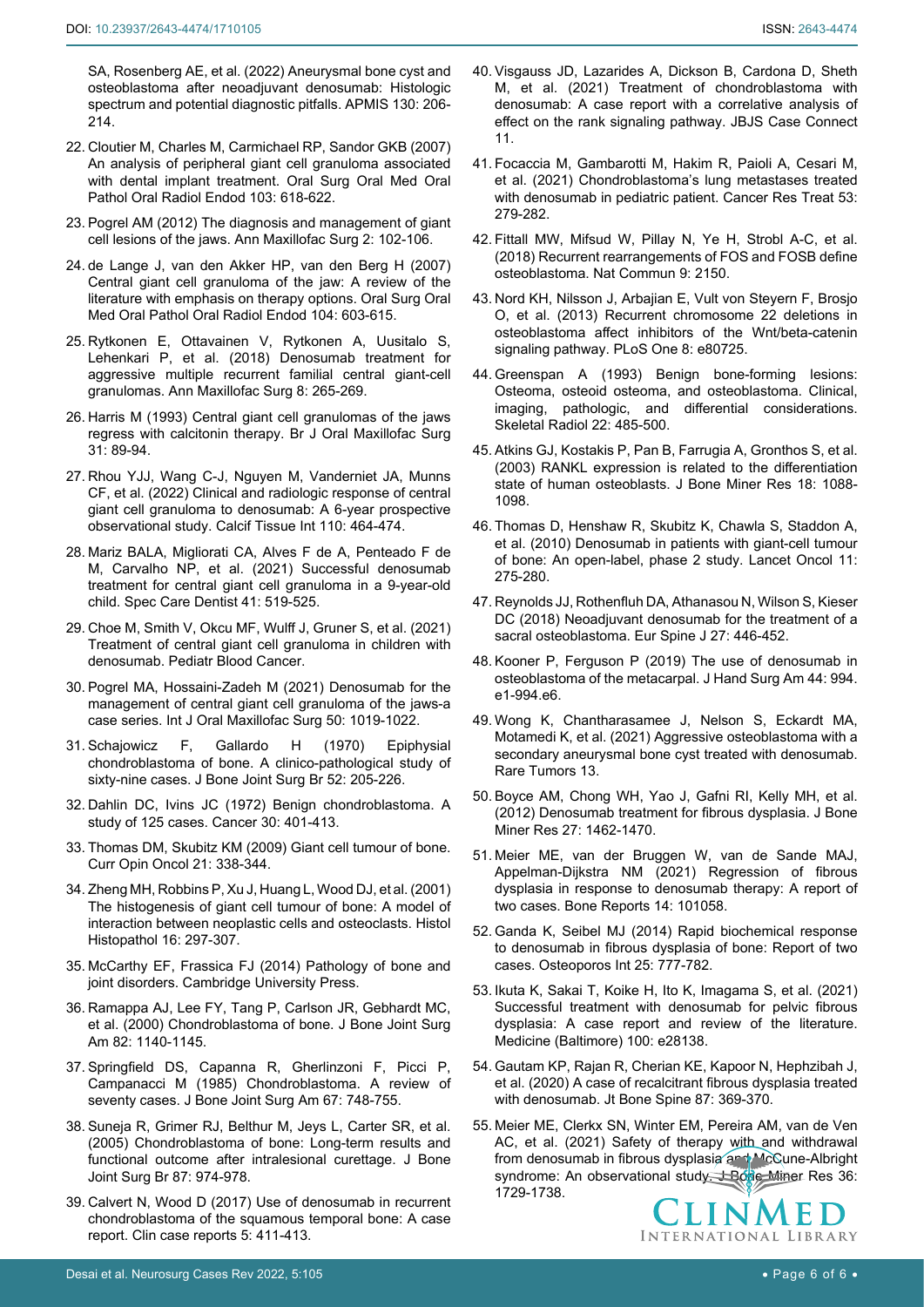SA, Rosenberg AE, et al. (2022) Aneurysmal bone cyst and osteoblastoma after neoadjuvant denosumab: Histologic spectrum and potential diagnostic pitfalls. APMIS 130: 206-214.

22. Cloutier M, Charles M, Carmichael RP, Sandor GKB (2007) An analysis of peripheral giant cell granuloma associated with dental implant treatment. Oral Surg Oral Med Oral Pathol Oral Radiol Endod 103: 618-622.

23. Pogrel AM (2012) The diagnosis and management of giant cell lesions of the jaws. Ann Maxillofac Surg 2: 102-106.

24. de Lange J, van den Akker HP, van den Berg H (2007) Central giant cell granuloma of the jaw: A review of the literature with emphasis on therapy options. Oral Surg Oral Med Oral Pathol Oral Radiol Endod 104: 603-615.

25. Rytkonen E, Ottavainen V, Rytkonen A, Uusitalo S, Lehenkari P, et al. (2018) Denosumab treatment for aggressive multiple recurrent familial central giant-cell granulomas. Ann Maxillofac Surg 8: 265-269.

26. Harris M (1993) Central giant cell granulomas of the jaws regress with calcitonin therapy. Br J Oral Maxillofac Surg 31: 89-94.

27. Rhou YJJ, Wang C-J, Nguyen M, Vanderniet JA, Munns CF, et al. (2022) Clinical and radiologic response of central giant cell granuloma to denosumab: A 6-year prospective observational study. Calcif Tissue Int 110: 464-474.

28. Mariz BALA, Migliorati CA, Alves F de A, Penteado F de M, Carvalho NP, et al. (2021) Successful denosumab treatment for central giant cell granuloma in a 9-year-old child. Spec Care Dentist 41: 519-525.

29. Choe M, Smith V, Okcu MF, Wulff J, Gruner S, et al. (2021) Treatment of central giant cell granuloma in children with denosumab. Pediatr Blood Cancer.

30. Pogrel MA, Hossaini-Zadeh M (2021) Denosumab for the management of central giant cell granuloma of the jaws-a case series. Int J Oral Maxillofac Surg 50: 1019-1022.

31. Schajowicz F, Gallardo H (1970) Epiphysial chondroblastoma of bone. A clinico-pathological study of sixty-nine cases. J Bone Joint Surg Br 52: 205-226.

32. Dahlin DC, Ivins JC (1972) Benign chondroblastoma. A study of 125 cases. Cancer 30: 401-413.

33. Thomas DM, Skubitz KM (2009) Giant cell tumour of bone. Curr Opin Oncol 21: 338-344.

34. Zheng MH, Robbins P, Xu J, Huang L, Wood DJ, et al. (2001) The histogenesis of giant cell tumour of bone: A model of interaction between neoplastic cells and osteoclasts. Histol Histopathol 16: 297-307.

35. McCarthy EF, Frassica FJ (2014) Pathology of bone and joint disorders. Cambridge University Press.

36. Ramappa AJ, Lee FY, Tang P, Carlson JR, Gebhardt MC, et al. (2000) Chondroblastoma of bone. J Bone Joint Surg Am 82: 1140-1145.

37. Springfield DS, Capanna R, Gherlinzoni F, Picci P, Campanacci M (1985) Chondroblastoma. A review of seventy cases. J Bone Joint Surg Am 67: 748-755.

38. Suneja R, Grimer RJ, Belthur M, Jeys L, Carter SR, et al. (2005) Chondroblastoma of bone: Long-term results and functional outcome after intralesional curettage. J Bone Joint Surg Br 87: 974-978.

39. Calvert N, Wood D (2017) Use of denosumab in recurrent chondroblastoma of the squamous temporal bone: A case report. Clin case reports 5: 411-413.

40. Visgauss JD, Lazarides A, Dickson B, Cardona D, Sheth M, et al. (2021) Treatment of chondroblastoma with denosumab: A case report with a correlative analysis of effect on the rank signaling pathway. JBJS Case Connect 11.

41. Focaccia M, Gambarotti M, Hakim R, Paioli A, Cesari M, et al. (2021) Chondroblastoma's lung metastases treated with denosumab in pediatric patient. Cancer Res Treat 53: 279-282.

42. Fittall MW, Mifsud W, Pillay N, Ye H, Strobl A-C, et al. (2018) Recurrent rearrangements of FOS and FOSB define osteoblastoma. Nat Commun 9: 2150.

43. Nord KH, Nilsson J, Arbajian E, Vult von Steyern F, Brosjo O, et al. (2013) Recurrent chromosome 22 deletions in osteoblastoma affect inhibitors of the Wnt/beta-catenin signaling pathway. PLoS One 8: e80725.

44. Greenspan A (1993) Benign bone-forming lesions: Osteoma, osteoid osteoma, and osteoblastoma. Clinical, imaging, pathologic, and differential considerations. Skeletal Radiol 22: 485-500.

45. Atkins GJ, Kostakis P, Pan B, Farrugia A, Gronthos S, et al. (2003) RANKL expression is related to the differentiation state of human osteoblasts. J Bone Miner Res 18: 1088-1098.

46. Thomas D, Henshaw R, Skubitz K, Chawla S, Staddon A, et al. (2010) Denosumab in patients with giant-cell tumour of bone: An open-label, phase 2 study. Lancet Oncol 11: 275-280.

47. Reynolds JJ, Rothenfluh DA, Athanasou N, Wilson S, Kieser DC (2018) Neoadjuvant denosumab for the treatment of a sacral osteoblastoma. Eur Spine J 27: 446-452.

48. Kooner P, Ferguson P (2019) The use of denosumab in osteoblastoma of the metacarpal. J Hand Surg Am 44: 994.e1-994.e6.

49. Wong K, Chantharasamee J, Nelson S, Eckardt MA, Motamedi K, et al. (2021) Aggressive osteoblastoma with a secondary aneurysmal bone cyst treated with denosumab. Rare Tumors 13.

50. Boyce AM, Chong WH, Yao J, Gafni RI, Kelly MH, et al. (2012) Denosumab treatment for fibrous dysplasia. J Bone Miner Res 27: 1462-1470.

51. Meier ME, van der Bruggen W, van de Sande MAJ, Appelman-Dijkstra NM (2021) Regression of fibrous dysplasia in response to denosumab therapy: A report of two cases. Bone Reports 14: 101058.

52. Ganda K, Seibel MJ (2014) Rapid biochemical response to denosumab in fibrous dysplasia of bone: Report of two cases. Osteoporos Int 25: 777-782.

53. Ikuta K, Sakai T, Koike H, Ito K, Imagama S, et al. (2021) Successful treatment with denosumab for pelvic fibrous dysplasia: A case report and review of the literature. Medicine (Baltimore) 100: e28138.

54. Gautam KP, Rajan R, Cherian KE, Kapoor N, Hephzibah J, et al. (2020) A case of recalcitrant fibrous dysplasia treated with denosumab. Jt Bone Spine 87: 369-370.

55. Meier ME, Clerkx SN, Winter EM, Pereira AM, van de Ven AC, et al. (2021) Safety of therapy with and withdrawal from denosumab in fibrous dysplasia and McCune-Albright syndrome: An observational study. J Bone Miner Res 36: 1729-1738.